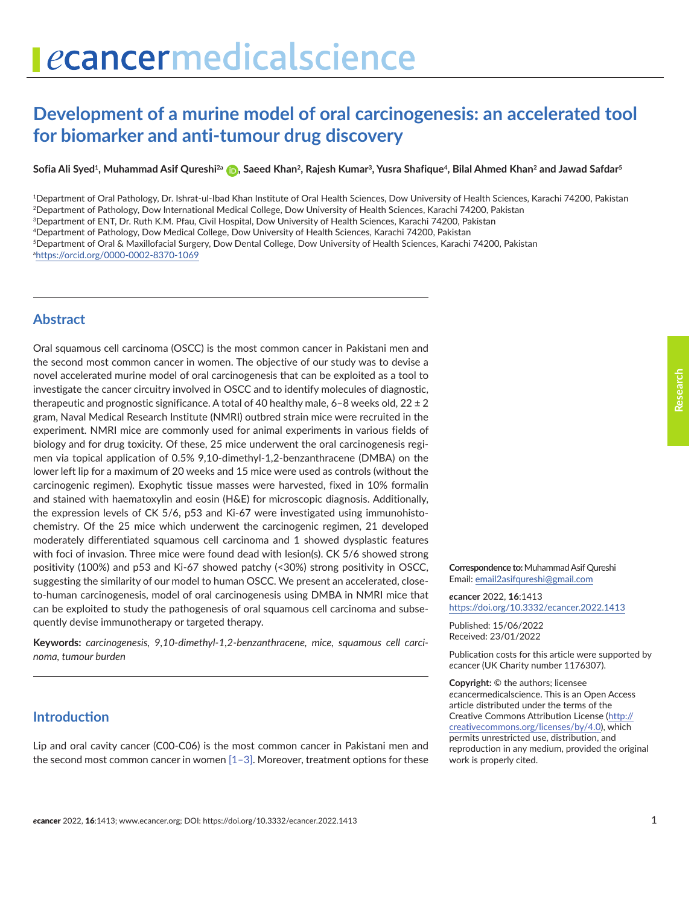# Development of a murine model of oral carcinogenesis: an accelerated tool for biomarker and anti-tumour drug discovery

**Sofia Ali Syed[1], Muhammad Asif Qureshi[2a], Saeed Khan[2], Rajesh Kumar[3], Yusra Shafique[4], Bilal Ahmed Khan[2] and Jawad Safdar[5]**

[1]Department of Oral Pathology, Dr. Ishrat-ul-Ibad Khan Institute of Oral Health Sciences, Dow University of Health Sciences, Karachi 74200, Pakistan
[2]Department of Pathology, Dow International Medical College, Dow University of Health Sciences, Karachi 74200, Pakistan
[3]Department of ENT, Dr. Ruth K.M. Pfau, Civil Hospital, Dow University of Health Sciences, Karachi 74200, Pakistan
[4]Department of Pathology, Dow Medical College, Dow University of Health Sciences, Karachi 74200, Pakistan
[5]Department of Oral & Maxillofacial Surgery, Dow Dental College, Dow University of Health Sciences, Karachi 74200, Pakistan
[a]https://orcid.org/0000-0002-8370-1069

## Abstract

Oral squamous cell carcinoma (OSCC) is the most common cancer in Pakistani men and the second most common cancer in women. The objective of our study was to devise a novel accelerated murine model of oral carcinogenesis that can be exploited as a tool to investigate the cancer circuitry involved in OSCC and to identify molecules of diagnostic, therapeutic and prognostic significance. A total of 40 healthy male, 6–8 weeks old, 22 ± 2 gram, Naval Medical Research Institute (NMRI) outbred strain mice were recruited in the experiment. NMRI mice are commonly used for animal experiments in various fields of biology and for drug toxicity. Of these, 25 mice underwent the oral carcinogenesis regimen via topical application of 0.5% 9,10-dimethyl-1,2-benzanthracene (DMBA) on the lower left lip for a maximum of 20 weeks and 15 mice were used as controls (without the carcinogenic regimen). Exophytic tissue masses were harvested, fixed in 10% formalin and stained with haematoxylin and eosin (H&E) for microscopic diagnosis. Additionally, the expression levels of CK 5/6, p53 and Ki-67 were investigated using immunohistochemistry. Of the 25 mice which underwent the carcinogenic regimen, 21 developed moderately differentiated squamous cell carcinoma and 1 showed dysplastic features with foci of invasion. Three mice were found dead with lesion(s). CK 5/6 showed strong positivity (100%) and p53 and Ki-67 showed patchy (<30%) strong positivity in OSCC, suggesting the similarity of our model to human OSCC. We present an accelerated, close-to-human carcinogenesis, model of oral carcinogenesis using DMBA in NMRI mice that can be exploited to study the pathogenesis of oral squamous cell carcinoma and subsequently devise immunotherapy or targeted therapy.

**Keywords:** *carcinogenesis, 9,10-dimethyl-1,2-benzanthracene, mice, squamous cell carcinoma, tumour burden*

**Correspondence to:** Muhammad Asif Qureshi
Email: email2asifqureshi@gmail.com

*e*cancer 2022, **16**:1413
https://doi.org/10.3332/ecancer.2022.1413

Published: 15/06/2022
Received: 23/01/2022

Publication costs for this article were supported by *e*cancer (UK Charity number 1176307).

**Copyright:** © the authors; licensee *e*cancermedicalscience. This is an Open Access article distributed under the terms of the Creative Commons Attribution License (http://creativecommons.org/licenses/by/4.0), which permits unrestricted use, distribution, and reproduction in any medium, provided the original work is properly cited.

## Introduction

Lip and oral cavity cancer (C00-C06) is the most common cancer in Pakistani men and the second most common cancer in women [1–3]. Moreover, treatment options for these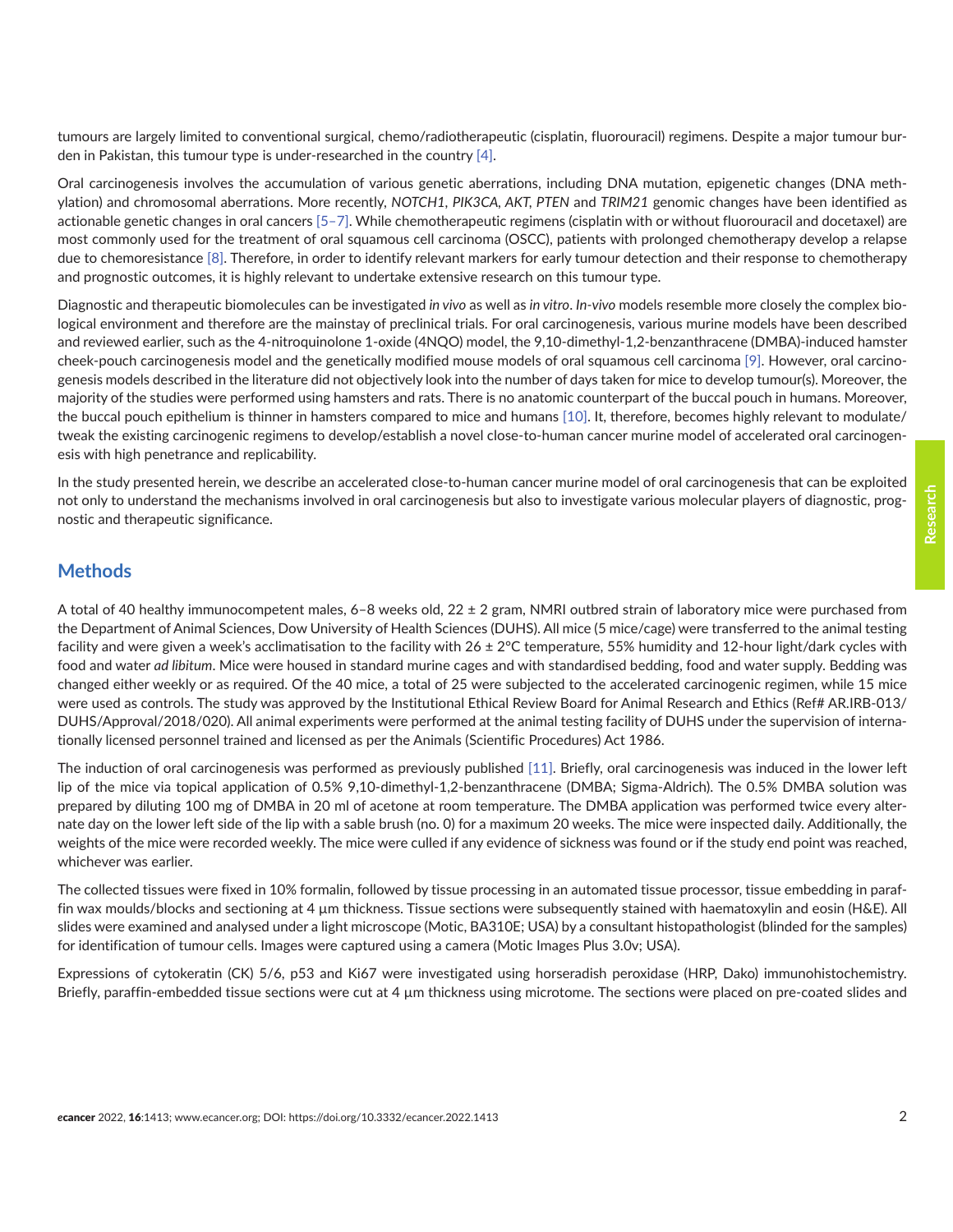tumours are largely limited to conventional surgical, chemo/radiotherapeutic (cisplatin, fluorouracil) regimens. Despite a major tumour burden in Pakistan, this tumour type is under-researched in the country [4].

Oral carcinogenesis involves the accumulation of various genetic aberrations, including DNA mutation, epigenetic changes (DNA methylation) and chromosomal aberrations. More recently, *NOTCH1*, *PIK3CA*, *AKT*, *PTEN* and *TRIM21* genomic changes have been identified as actionable genetic changes in oral cancers [5–7]. While chemotherapeutic regimens (cisplatin with or without fluorouracil and docetaxel) are most commonly used for the treatment of oral squamous cell carcinoma (OSCC), patients with prolonged chemotherapy develop a relapse due to chemoresistance [8]. Therefore, in order to identify relevant markers for early tumour detection and their response to chemotherapy and prognostic outcomes, it is highly relevant to undertake extensive research on this tumour type.

Diagnostic and therapeutic biomolecules can be investigated *in vivo* as well as *in vitro*. *In-vivo* models resemble more closely the complex biological environment and therefore are the mainstay of preclinical trials. For oral carcinogenesis, various murine models have been described and reviewed earlier, such as the 4-nitroquinolone 1-oxide (4NQO) model, the 9,10-dimethyl-1,2-benzanthracene (DMBA)-induced hamster cheek-pouch carcinogenesis model and the genetically modified mouse models of oral squamous cell carcinoma [9]. However, oral carcinogenesis models described in the literature did not objectively look into the number of days taken for mice to develop tumour(s). Moreover, the majority of the studies were performed using hamsters and rats. There is no anatomic counterpart of the buccal pouch in humans. Moreover, the buccal pouch epithelium is thinner in hamsters compared to mice and humans [10]. It, therefore, becomes highly relevant to modulate/tweak the existing carcinogenic regimens to develop/establish a novel close-to-human cancer murine model of accelerated oral carcinogenesis with high penetrance and replicability.

In the study presented herein, we describe an accelerated close-to-human cancer murine model of oral carcinogenesis that can be exploited not only to understand the mechanisms involved in oral carcinogenesis but also to investigate various molecular players of diagnostic, prognostic and therapeutic significance.

## Methods

A total of 40 healthy immunocompetent males, 6–8 weeks old, 22 ± 2 gram, NMRI outbred strain of laboratory mice were purchased from the Department of Animal Sciences, Dow University of Health Sciences (DUHS). All mice (5 mice/cage) were transferred to the animal testing facility and were given a week's acclimatisation to the facility with 26 ± 2°C temperature, 55% humidity and 12-hour light/dark cycles with food and water *ad libitum*. Mice were housed in standard murine cages and with standardised bedding, food and water supply. Bedding was changed either weekly or as required. Of the 40 mice, a total of 25 were subjected to the accelerated carcinogenic regimen, while 15 mice were used as controls. The study was approved by the Institutional Ethical Review Board for Animal Research and Ethics (Ref# AR.IRB-013/DUHS/Approval/2018/020). All animal experiments were performed at the animal testing facility of DUHS under the supervision of internationally licensed personnel trained and licensed as per the Animals (Scientific Procedures) Act 1986.

The induction of oral carcinogenesis was performed as previously published [11]. Briefly, oral carcinogenesis was induced in the lower left lip of the mice via topical application of 0.5% 9,10-dimethyl-1,2-benzanthracene (DMBA; Sigma-Aldrich). The 0.5% DMBA solution was prepared by diluting 100 mg of DMBA in 20 ml of acetone at room temperature. The DMBA application was performed twice every alternate day on the lower left side of the lip with a sable brush (no. 0) for a maximum 20 weeks. The mice were inspected daily. Additionally, the weights of the mice were recorded weekly. The mice were culled if any evidence of sickness was found or if the study end point was reached, whichever was earlier.

The collected tissues were fixed in 10% formalin, followed by tissue processing in an automated tissue processor, tissue embedding in paraffin wax moulds/blocks and sectioning at 4 µm thickness. Tissue sections were subsequently stained with haematoxylin and eosin (H&E). All slides were examined and analysed under a light microscope (Motic, BA310E; USA) by a consultant histopathologist (blinded for the samples) for identification of tumour cells. Images were captured using a camera (Motic Images Plus 3.0v; USA).

Expressions of cytokeratin (CK) 5/6, p53 and Ki67 were investigated using horseradish peroxidase (HRP, Dako) immunohistochemistry. Briefly, paraffin-embedded tissue sections were cut at 4 µm thickness using microtome. The sections were placed on pre-coated slides and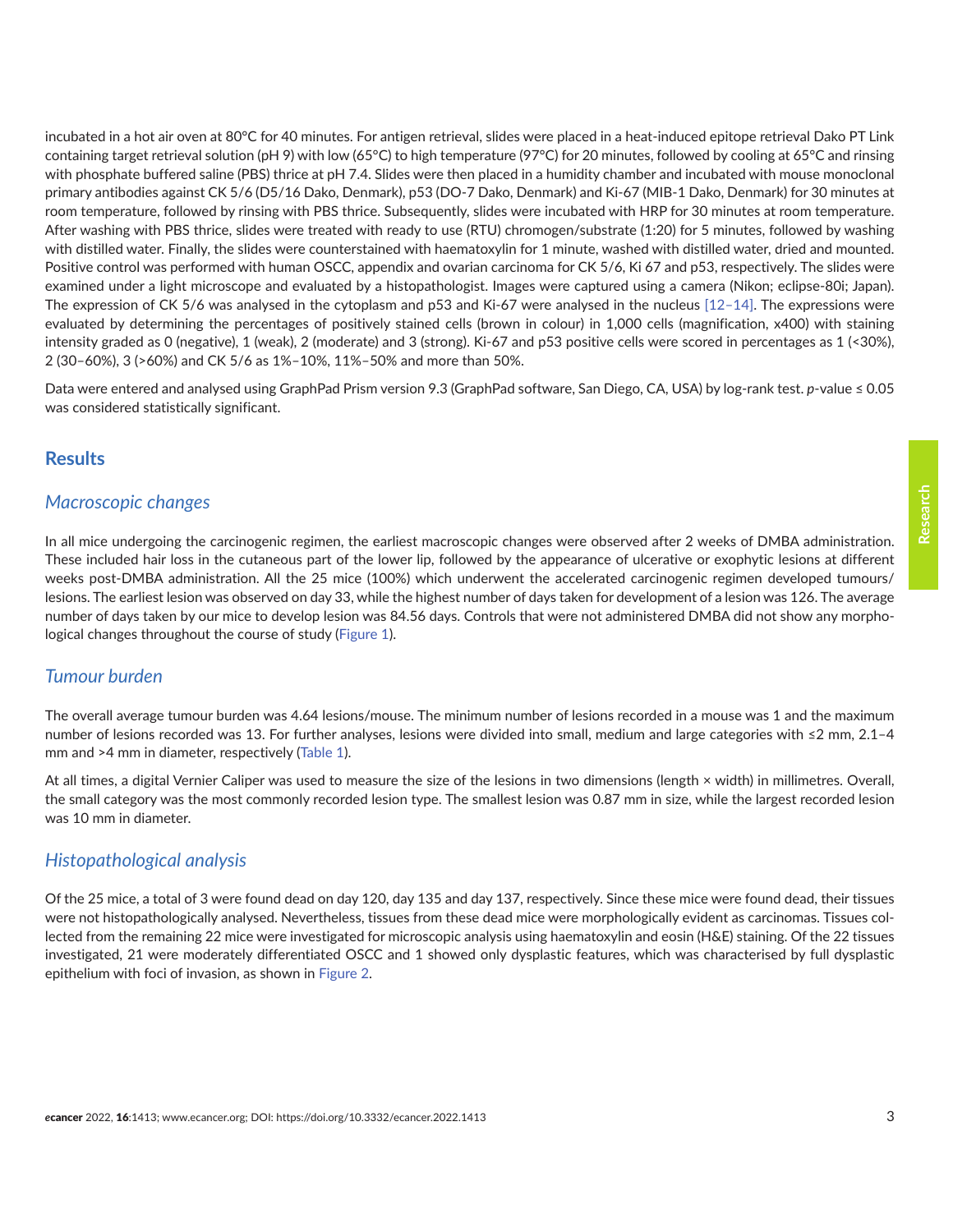incubated in a hot air oven at 80°C for 40 minutes. For antigen retrieval, slides were placed in a heat-induced epitope retrieval Dako PT Link containing target retrieval solution (pH 9) with low (65°C) to high temperature (97°C) for 20 minutes, followed by cooling at 65°C and rinsing with phosphate buffered saline (PBS) thrice at pH 7.4. Slides were then placed in a humidity chamber and incubated with mouse monoclonal primary antibodies against CK 5/6 (D5/16 Dako, Denmark), p53 (DO-7 Dako, Denmark) and Ki-67 (MIB-1 Dako, Denmark) for 30 minutes at room temperature, followed by rinsing with PBS thrice. Subsequently, slides were incubated with HRP for 30 minutes at room temperature. After washing with PBS thrice, slides were treated with ready to use (RTU) chromogen/substrate (1:20) for 5 minutes, followed by washing with distilled water. Finally, the slides were counterstained with haematoxylin for 1 minute, washed with distilled water, dried and mounted. Positive control was performed with human OSCC, appendix and ovarian carcinoma for CK 5/6, Ki 67 and p53, respectively. The slides were examined under a light microscope and evaluated by a histopathologist. Images were captured using a camera (Nikon; eclipse-80i; Japan). The expression of CK 5/6 was analysed in the cytoplasm and p53 and Ki-67 were analysed in the nucleus [12–14]. The expressions were evaluated by determining the percentages of positively stained cells (brown in colour) in 1,000 cells (magnification, x400) with staining intensity graded as 0 (negative), 1 (weak), 2 (moderate) and 3 (strong). Ki-67 and p53 positive cells were scored in percentages as 1 (<30%), 2 (30–60%), 3 (>60%) and CK 5/6 as 1%–10%, 11%–50% and more than 50%.

Data were entered and analysed using GraphPad Prism version 9.3 (GraphPad software, San Diego, CA, USA) by log-rank test. $p$-value ≤ 0.05 was considered statistically significant.

## Results

### *Macroscopic changes*

In all mice undergoing the carcinogenic regimen, the earliest macroscopic changes were observed after 2 weeks of DMBA administration. These included hair loss in the cutaneous part of the lower lip, followed by the appearance of ulcerative or exophytic lesions at different weeks post-DMBA administration. All the 25 mice (100%) which underwent the accelerated carcinogenic regimen developed tumours/lesions. The earliest lesion was observed on day 33, while the highest number of days taken for development of a lesion was 126. The average number of days taken by our mice to develop lesion was 84.56 days. Controls that were not administered DMBA did not show any morphological changes throughout the course of study (Figure 1).

### *Tumour burden*

The overall average tumour burden was 4.64 lesions/mouse. The minimum number of lesions recorded in a mouse was 1 and the maximum number of lesions recorded was 13. For further analyses, lesions were divided into small, medium and large categories with ≤2 mm, 2.1–4 mm and >4 mm in diameter, respectively (Table 1).

At all times, a digital Vernier Caliper was used to measure the size of the lesions in two dimensions (length × width) in millimetres. Overall, the small category was the most commonly recorded lesion type. The smallest lesion was 0.87 mm in size, while the largest recorded lesion was 10 mm in diameter.

### *Histopathological analysis*

Of the 25 mice, a total of 3 were found dead on day 120, day 135 and day 137, respectively. Since these mice were found dead, their tissues were not histopathologically analysed. Nevertheless, tissues from these dead mice were morphologically evident as carcinomas. Tissues collected from the remaining 22 mice were investigated for microscopic analysis using haematoxylin and eosin (H&E) staining. Of the 22 tissues investigated, 21 were moderately differentiated OSCC and 1 showed only dysplastic features, which was characterised by full dysplastic epithelium with foci of invasion, as shown in Figure 2.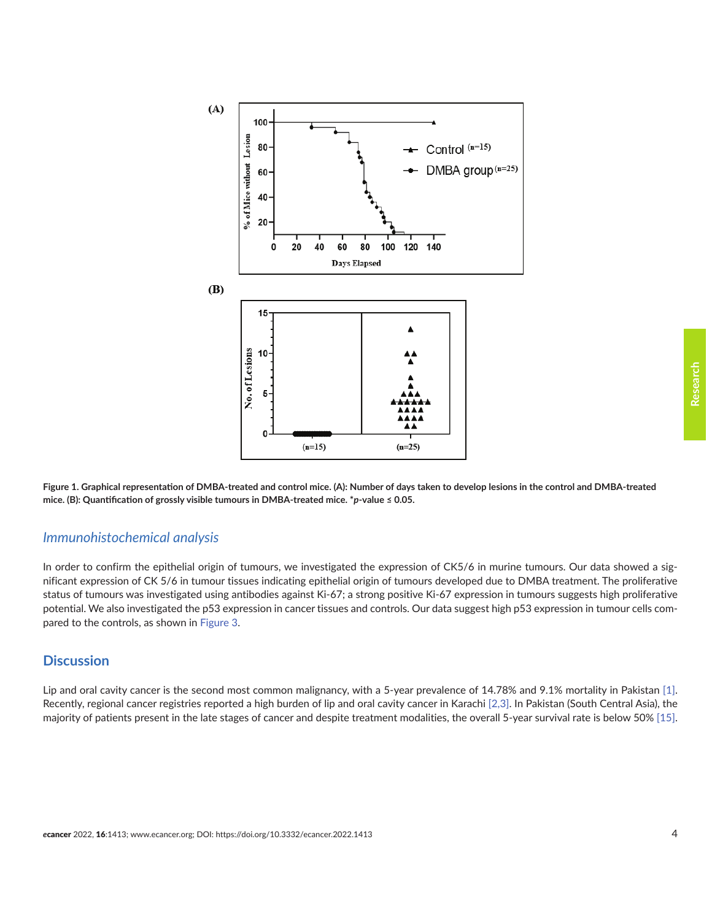**Figure 1. Graphical representation of DMBA-treated and control mice. (A): Number of days taken to develop lesions in the control and DMBA-treated mice. (B): Quantification of grossly visible tumours in DMBA-treated mice. \*$p$-value ≤ 0.05.**

### *Immunohistochemical analysis*

In order to confirm the epithelial origin of tumours, we investigated the expression of CK5/6 in murine tumours. Our data showed a significant expression of CK 5/6 in tumour tissues indicating epithelial origin of tumours developed due to DMBA treatment. The proliferative status of tumours was investigated using antibodies against Ki-67; a strong positive Ki-67 expression in tumours suggests high proliferative potential. We also investigated the p53 expression in cancer tissues and controls. Our data suggest high p53 expression in tumour cells compared to the controls, as shown in Figure 3.

## Discussion

Lip and oral cavity cancer is the second most common malignancy, with a 5-year prevalence of 14.78% and 9.1% mortality in Pakistan [1]. Recently, regional cancer registries reported a high burden of lip and oral cavity cancer in Karachi [2,3]. In Pakistan (South Central Asia), the majority of patients present in the late stages of cancer and despite treatment modalities, the overall 5-year survival rate is below 50% [15].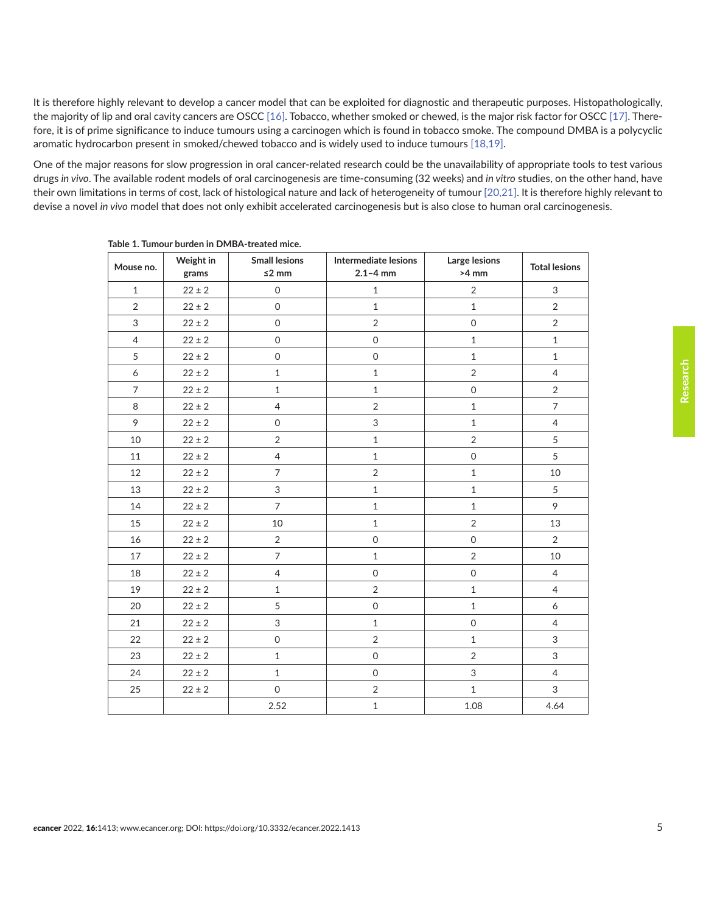It is therefore highly relevant to develop a cancer model that can be exploited for diagnostic and therapeutic purposes. Histopathologically, the majority of lip and oral cavity cancers are OSCC [16]. Tobacco, whether smoked or chewed, is the major risk factor for OSCC [17]. Therefore, it is of prime significance to induce tumours using a carcinogen which is found in tobacco smoke. The compound DMBA is a polycyclic aromatic hydrocarbon present in smoked/chewed tobacco and is widely used to induce tumours [18,19].

One of the major reasons for slow progression in oral cancer-related research could be the unavailability of appropriate tools to test various drugs *in vivo*. The available rodent models of oral carcinogenesis are time-consuming (32 weeks) and *in vitro* studies, on the other hand, have their own limitations in terms of cost, lack of histological nature and lack of heterogeneity of tumour [20,21]. It is therefore highly relevant to devise a novel *in vivo* model that does not only exhibit accelerated carcinogenesis but is also close to human oral carcinogenesis.

**Table 1. Tumour burden in DMBA-treated mice.**

| Mouse no. | Weight in grams | Small lesions ≤2 mm | Intermediate lesions 2.1–4 mm | Large lesions >4 mm | Total lesions |
|---|---|---|---|---|---|
| 1 | 22 ± 2 | 0 | 1 | 2 | 3 |
| 2 | 22 ± 2 | 0 | 1 | 1 | 2 |
| 3 | 22 ± 2 | 0 | 2 | 0 | 2 |
| 4 | 22 ± 2 | 0 | 0 | 1 | 1 |
| 5 | 22 ± 2 | 0 | 0 | 1 | 1 |
| 6 | 22 ± 2 | 1 | 1 | 2 | 4 |
| 7 | 22 ± 2 | 1 | 1 | 0 | 2 |
| 8 | 22 ± 2 | 4 | 2 | 1 | 7 |
| 9 | 22 ± 2 | 0 | 3 | 1 | 4 |
| 10 | 22 ± 2 | 2 | 1 | 2 | 5 |
| 11 | 22 ± 2 | 4 | 1 | 0 | 5 |
| 12 | 22 ± 2 | 7 | 2 | 1 | 10 |
| 13 | 22 ± 2 | 3 | 1 | 1 | 5 |
| 14 | 22 ± 2 | 7 | 1 | 1 | 9 |
| 15 | 22 ± 2 | 10 | 1 | 2 | 13 |
| 16 | 22 ± 2 | 2 | 0 | 0 | 2 |
| 17 | 22 ± 2 | 7 | 1 | 2 | 10 |
| 18 | 22 ± 2 | 4 | 0 | 0 | 4 |
| 19 | 22 ± 2 | 1 | 2 | 1 | 4 |
| 20 | 22 ± 2 | 5 | 0 | 1 | 6 |
| 21 | 22 ± 2 | 3 | 1 | 0 | 4 |
| 22 | 22 ± 2 | 0 | 2 | 1 | 3 |
| 23 | 22 ± 2 | 1 | 0 | 2 | 3 |
| 24 | 22 ± 2 | 1 | 0 | 3 | 4 |
| 25 | 22 ± 2 | 0 | 2 | 1 | 3 |
| | | 2.52 | 1 | 1.08 | 4.64 |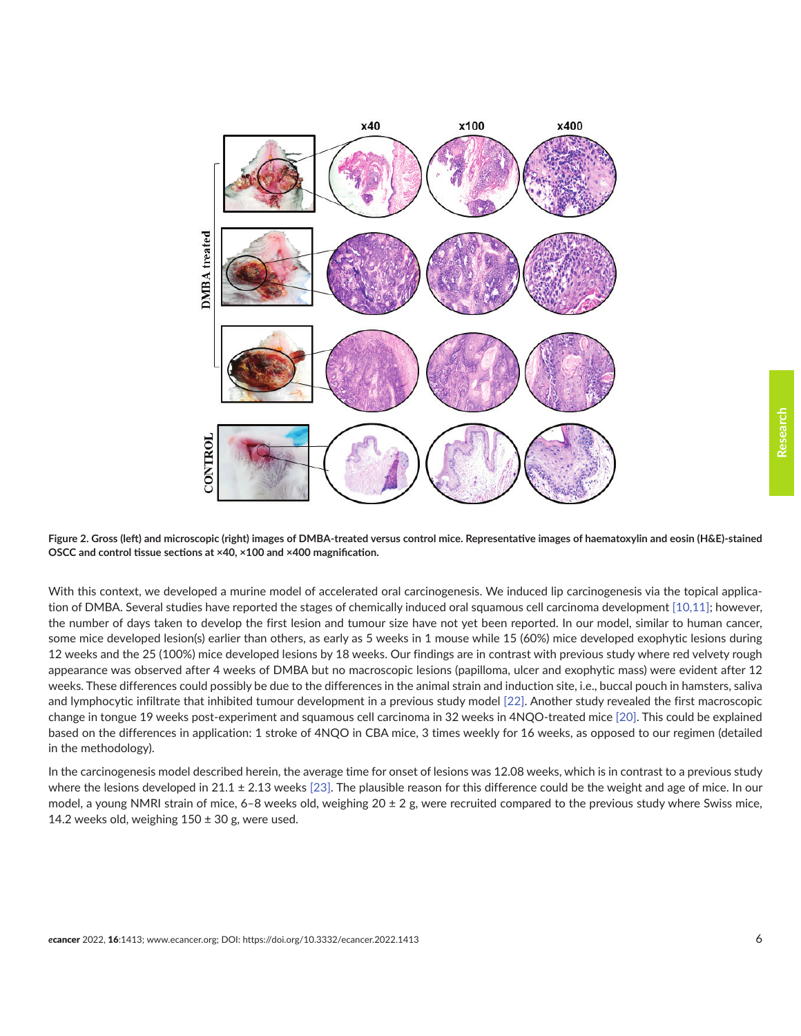Figure 2. Gross (left) and microscopic (right) images of DMBA-treated versus control mice. Representative images of haematoxylin and eosin (H&E)-stained OSCC and control tissue sections at ×40, ×100 and ×400 magnification.

With this context, we developed a murine model of accelerated oral carcinogenesis. We induced lip carcinogenesis via the topical application of DMBA. Several studies have reported the stages of chemically induced oral squamous cell carcinoma development [10,11]; however, the number of days taken to develop the first lesion and tumour size have not yet been reported. In our model, similar to human cancer, some mice developed lesion(s) earlier than others, as early as 5 weeks in 1 mouse while 15 (60%) mice developed exophytic lesions during 12 weeks and the 25 (100%) mice developed lesions by 18 weeks. Our findings are in contrast with previous study where red velvety rough appearance was observed after 4 weeks of DMBA but no macroscopic lesions (papilloma, ulcer and exophytic mass) were evident after 12 weeks. These differences could possibly be due to the differences in the animal strain and induction site, i.e., buccal pouch in hamsters, saliva and lymphocytic infiltrate that inhibited tumour development in a previous study model [22]. Another study revealed the first macroscopic change in tongue 19 weeks post-experiment and squamous cell carcinoma in 32 weeks in 4NQO-treated mice [20]. This could be explained based on the differences in application: 1 stroke of 4NQO in CBA mice, 3 times weekly for 16 weeks, as opposed to our regimen (detailed in the methodology).

In the carcinogenesis model described herein, the average time for onset of lesions was 12.08 weeks, which is in contrast to a previous study where the lesions developed in 21.1 ± 2.13 weeks [23]. The plausible reason for this difference could be the weight and age of mice. In our model, a young NMRI strain of mice, 6–8 weeks old, weighing 20 ± 2 g, were recruited compared to the previous study where Swiss mice, 14.2 weeks old, weighing 150 ± 30 g, were used.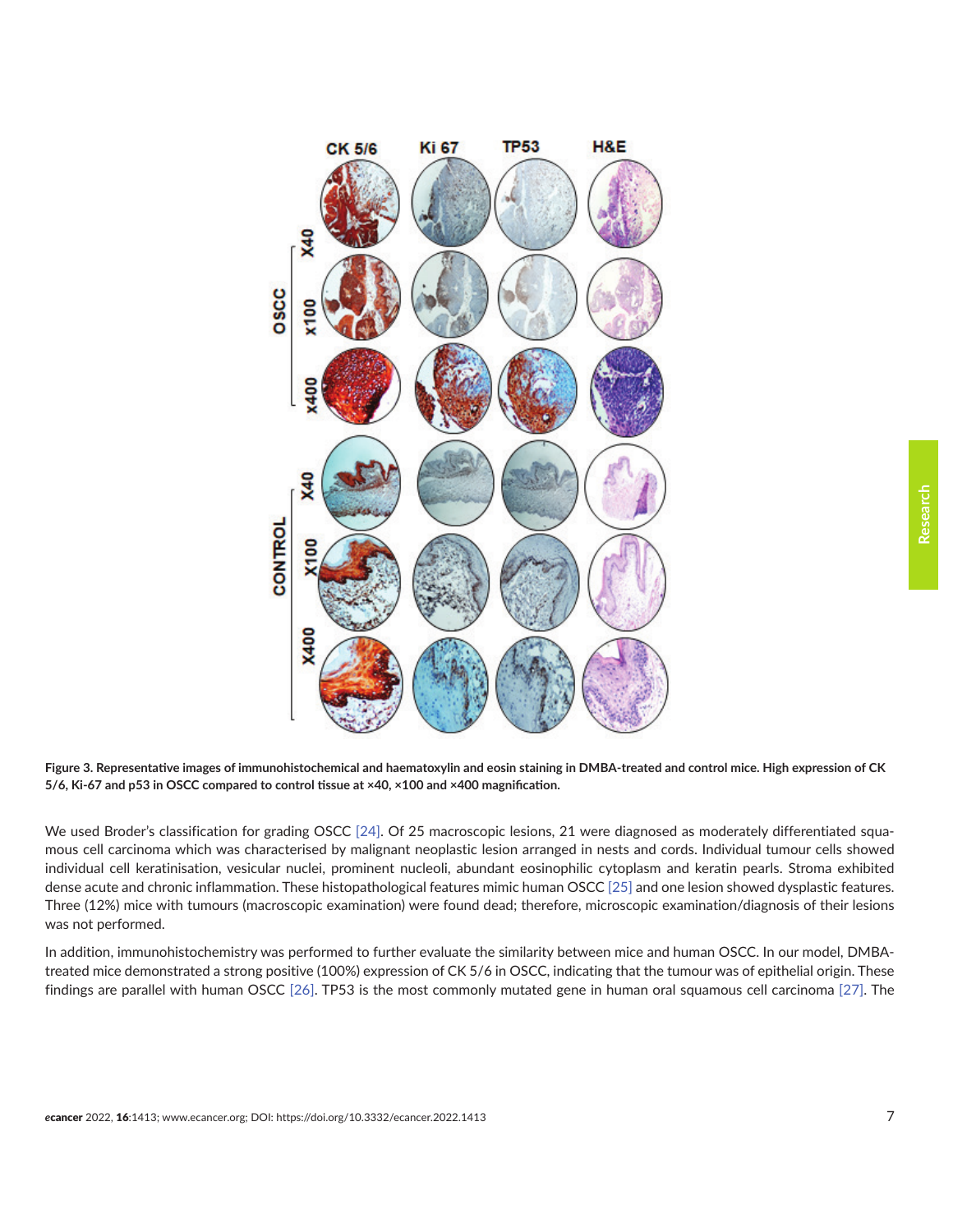**Figure 3. Representative images of immunohistochemical and haematoxylin and eosin staining in DMBA-treated and control mice. High expression of CK 5/6, Ki-67 and p53 in OSCC compared to control tissue at ×40, ×100 and ×400 magnification.**

We used Broder's classification for grading OSCC [24]. Of 25 macroscopic lesions, 21 were diagnosed as moderately differentiated squamous cell carcinoma which was characterised by malignant neoplastic lesion arranged in nests and cords. Individual tumour cells showed individual cell keratinisation, vesicular nuclei, prominent nucleoli, abundant eosinophilic cytoplasm and keratin pearls. Stroma exhibited dense acute and chronic inflammation. These histopathological features mimic human OSCC [25] and one lesion showed dysplastic features. Three (12%) mice with tumours (macroscopic examination) were found dead; therefore, microscopic examination/diagnosis of their lesions was not performed.

In addition, immunohistochemistry was performed to further evaluate the similarity between mice and human OSCC. In our model, DMBA-treated mice demonstrated a strong positive (100%) expression of CK 5/6 in OSCC, indicating that the tumour was of epithelial origin. These findings are parallel with human OSCC [26]. TP53 is the most commonly mutated gene in human oral squamous cell carcinoma [27]. The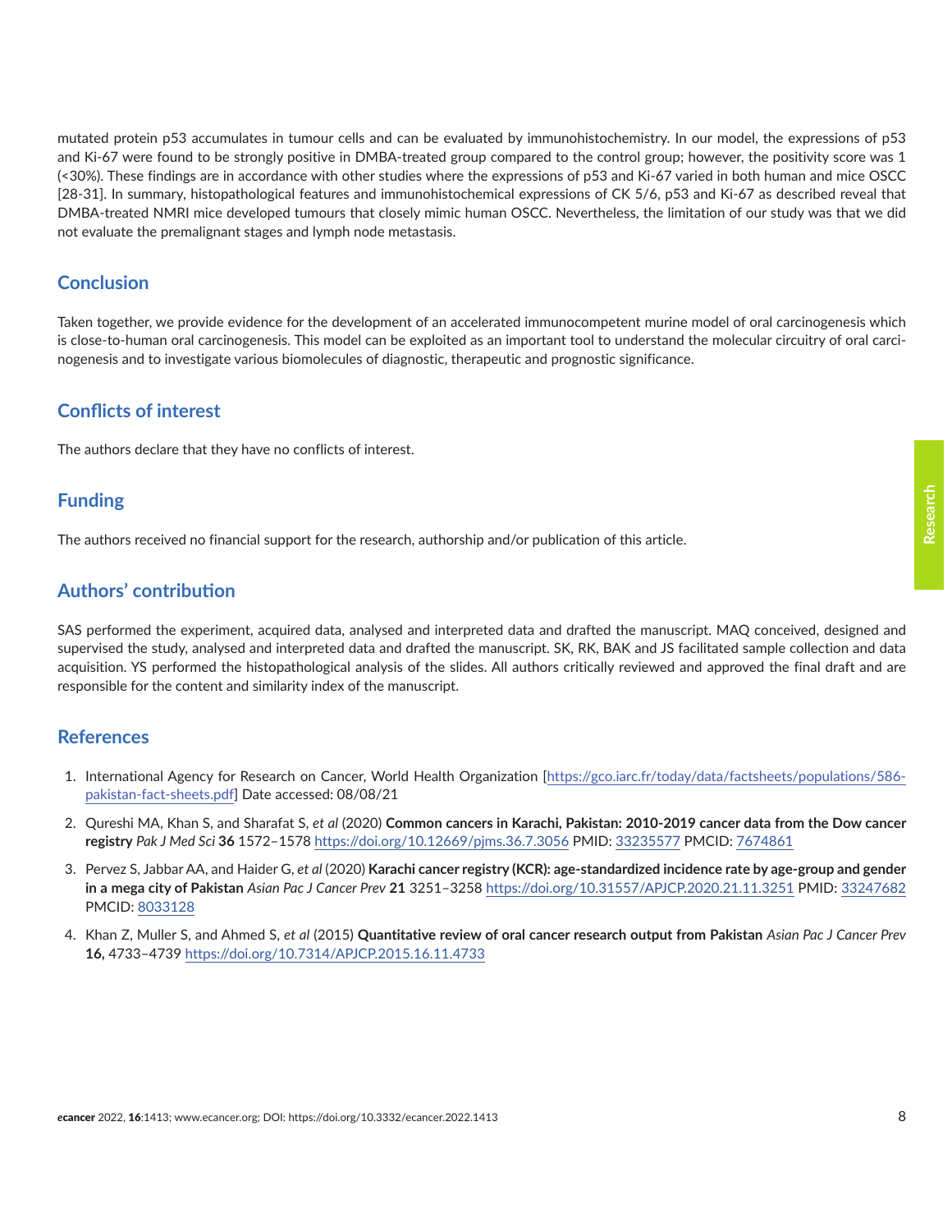mutated protein p53 accumulates in tumour cells and can be evaluated by immunohistochemistry. In our model, the expressions of p53 and Ki-67 were found to be strongly positive in DMBA-treated group compared to the control group; however, the positivity score was 1 (<30%). These findings are in accordance with other studies where the expressions of p53 and Ki-67 varied in both human and mice OSCC [28-31]. In summary, histopathological features and immunohistochemical expressions of CK 5/6, p53 and Ki-67 as described reveal that DMBA-treated NMRI mice developed tumours that closely mimic human OSCC. Nevertheless, the limitation of our study was that we did not evaluate the premalignant stages and lymph node metastasis.

## Conclusion

Taken together, we provide evidence for the development of an accelerated immunocompetent murine model of oral carcinogenesis which is close-to-human oral carcinogenesis. This model can be exploited as an important tool to understand the molecular circuitry of oral carcinogenesis and to investigate various biomolecules of diagnostic, therapeutic and prognostic significance.

## Conflicts of interest

The authors declare that they have no conflicts of interest.

## Funding

The authors received no financial support for the research, authorship and/or publication of this article.

## Authors' contribution

SAS performed the experiment, acquired data, analysed and interpreted data and drafted the manuscript. MAQ conceived, designed and supervised the study, analysed and interpreted data and drafted the manuscript. SK, RK, BAK and JS facilitated sample collection and data acquisition. YS performed the histopathological analysis of the slides. All authors critically reviewed and approved the final draft and are responsible for the content and similarity index of the manuscript.

## References

1. International Agency for Research on Cancer, World Health Organization [https://gco.iarc.fr/today/data/factsheets/populations/586-pakistan-fact-sheets.pdf] Date accessed: 08/08/21
2. Qureshi MA, Khan S, and Sharafat S, *et al* (2020) **Common cancers in Karachi, Pakistan: 2010-2019 cancer data from the Dow cancer registry** *Pak J Med Sci* **36** 1572–1578 https://doi.org/10.12669/pjms.36.7.3056 PMID: 33235577 PMCID: 7674861
3. Pervez S, Jabbar AA, and Haider G, *et al* (2020) **Karachi cancer registry (KCR): age-standardized incidence rate by age-group and gender in a mega city of Pakistan** *Asian Pac J Cancer Prev* **21** 3251–3258 https://doi.org/10.31557/APJCP.2020.21.11.3251 PMID: 33247682 PMCID: 8033128
4. Khan Z, Muller S, and Ahmed S, *et al* (2015) **Quantitative review of oral cancer research output from Pakistan** *Asian Pac J Cancer Prev* **16,** 4733–4739 https://doi.org/10.7314/APJCP.2015.16.11.4733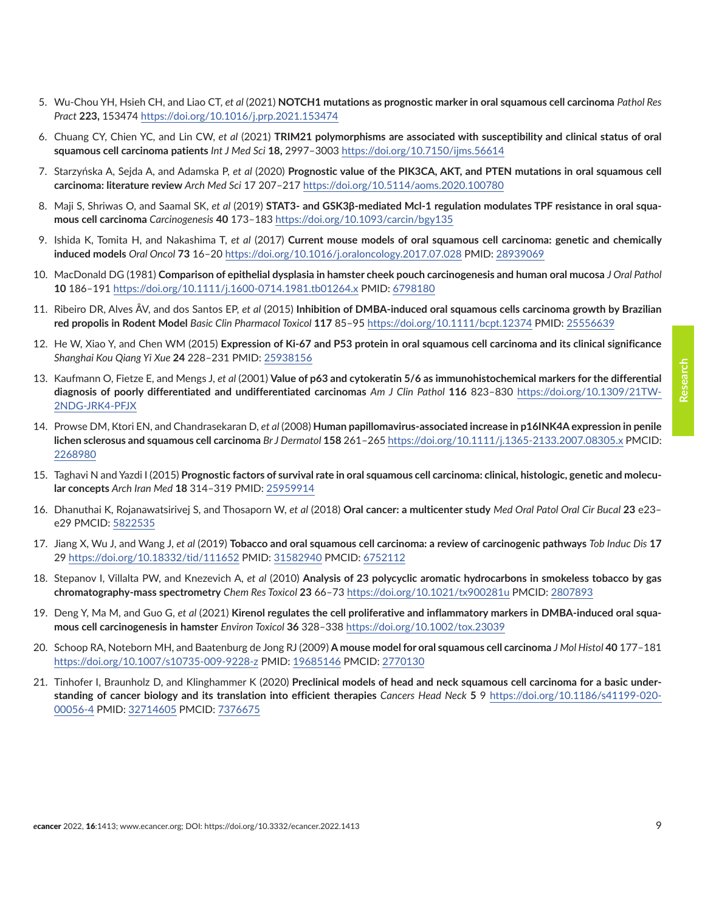5. Wu-Chou YH, Hsieh CH, and Liao CT, *et al* (2021) **NOTCH1 mutations as prognostic marker in oral squamous cell carcinoma** *Pathol Res Pract* **223,** 153474 https://doi.org/10.1016/j.prp.2021.153474

6. Chuang CY, Chien YC, and Lin CW, *et al* (2021) **TRIM21 polymorphisms are associated with susceptibility and clinical status of oral squamous cell carcinoma patients** *Int J Med Sci* **18,** 2997–3003 https://doi.org/10.7150/ijms.56614

7. Starzyńska A, Sejda A, and Adamska P, *et al* (2020) **Prognostic value of the PIK3CA, AKT, and PTEN mutations in oral squamous cell carcinoma: literature review** *Arch Med Sci* 17 207–217 https://doi.org/10.5114/aoms.2020.100780

8. Maji S, Shriwas O, and Saamal SK, *et al* (2019) **STAT3- and GSK3β-mediated Mcl-1 regulation modulates TPF resistance in oral squamous cell carcinoma** *Carcinogenesis* **40** 173–183 https://doi.org/10.1093/carcin/bgy135

9. Ishida K, Tomita H, and Nakashima T, *et al* (2017) **Current mouse models of oral squamous cell carcinoma: genetic and chemically induced models** *Oral Oncol* **73** 16–20 https://doi.org/10.1016/j.oraloncology.2017.07.028 PMID: 28939069

10. MacDonald DG (1981) **Comparison of epithelial dysplasia in hamster cheek pouch carcinogenesis and human oral mucosa** *J Oral Pathol* **10** 186–191 https://doi.org/10.1111/j.1600-0714.1981.tb01264.x PMID: 6798180

11. Ribeiro DR, Alves ÂV, and dos Santos EP, *et al* (2015) **Inhibition of DMBA-induced oral squamous cells carcinoma growth by Brazilian red propolis in Rodent Model** *Basic Clin Pharmacol Toxicol* **117** 85–95 https://doi.org/10.1111/bcpt.12374 PMID: 25556639

12. He W, Xiao Y, and Chen WM (2015) **Expression of Ki-67 and P53 protein in oral squamous cell carcinoma and its clinical significance** *Shanghai Kou Qiang Yi Xue* **24** 228–231 PMID: 25938156

13. Kaufmann O, Fietze E, and Mengs J, *et al* (2001) **Value of p63 and cytokeratin 5/6 as immunohistochemical markers for the differential diagnosis of poorly differentiated and undifferentiated carcinomas** *Am J Clin Pathol* **116** 823–830 https://doi.org/10.1309/21TW-2NDG-JRK4-PFJX

14. Prowse DM, Ktori EN, and Chandrasekaran D, *et al* (2008) **Human papillomavirus-associated increase in p16INK4A expression in penile lichen sclerosus and squamous cell carcinoma** *Br J Dermatol* **158** 261–265 https://doi.org/10.1111/j.1365-2133.2007.08305.x PMCID: 2268980

15. Taghavi N and Yazdi I (2015) **Prognostic factors of survival rate in oral squamous cell carcinoma: clinical, histologic, genetic and molecular concepts** *Arch Iran Med* **18** 314–319 PMID: 25959914

16. Dhanuthai K, Rojanawatsirivej S, and Thosaporn W, *et al* (2018) **Oral cancer: a multicenter study** *Med Oral Patol Oral Cir Bucal* **23** e23–e29 PMCID: 5822535

17. Jiang X, Wu J, and Wang J, *et al* (2019) **Tobacco and oral squamous cell carcinoma: a review of carcinogenic pathways** *Tob Induc Dis* **17** 29 https://doi.org/10.18332/tid/111652 PMID: 31582940 PMCID: 6752112

18. Stepanov I, Villalta PW, and Knezevich A, *et al* (2010) **Analysis of 23 polycyclic aromatic hydrocarbons in smokeless tobacco by gas chromatography-mass spectrometry** *Chem Res Toxicol* **23** 66–73 https://doi.org/10.1021/tx900281u PMCID: 2807893

19. Deng Y, Ma M, and Guo G, *et al* (2021) **Kirenol regulates the cell proliferative and inflammatory markers in DMBA-induced oral squamous cell carcinogenesis in hamster** *Environ Toxicol* **36** 328–338 https://doi.org/10.1002/tox.23039

20. Schoop RA, Noteborn MH, and Baatenburg de Jong RJ (2009) **A mouse model for oral squamous cell carcinoma** *J Mol Histol* **40** 177–181 https://doi.org/10.1007/s10735-009-9228-z PMID: 19685146 PMCID: 2770130

21. Tinhofer I, Braunholz D, and Klinghammer K (2020) **Preclinical models of head and neck squamous cell carcinoma for a basic understanding of cancer biology and its translation into efficient therapies** *Cancers Head Neck* **5** 9 https://doi.org/10.1186/s41199-020-00056-4 PMID: 32714605 PMCID: 7376675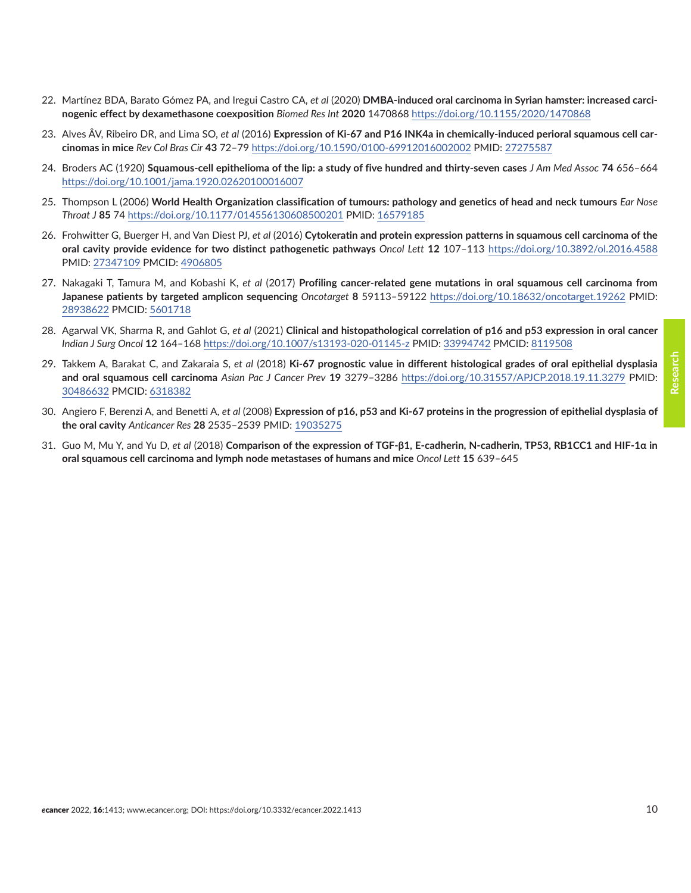22. Martínez BDA, Barato Gómez PA, and Iregui Castro CA, *et al* (2020) **DMBA-induced oral carcinoma in Syrian hamster: increased carcinogenic effect by dexamethasone coexposition** *Biomed Res Int* **2020** 1470868 https://doi.org/10.1155/2020/1470868

23. Alves ÂV, Ribeiro DR, and Lima SO, *et al* (2016) **Expression of Ki-67 and P16 INK4a in chemically-induced perioral squamous cell carcinomas in mice** *Rev Col Bras Cir* **43** 72–79 https://doi.org/10.1590/0100-69912016002002 PMID: 27275587

24. Broders AC (1920) **Squamous-cell epithelioma of the lip: a study of five hundred and thirty-seven cases** *J Am Med Assoc* **74** 656–664 https://doi.org/10.1001/jama.1920.02620100016007

25. Thompson L (2006) **World Health Organization classification of tumours: pathology and genetics of head and neck tumours** *Ear Nose Throat J* **85** 74 https://doi.org/10.1177/014556130608500201 PMID: 16579185

26. Frohwitter G, Buerger H, and Van Diest PJ, *et al* (2016) **Cytokeratin and protein expression patterns in squamous cell carcinoma of the oral cavity provide evidence for two distinct pathogenetic pathways** *Oncol Lett* **12** 107–113 https://doi.org/10.3892/ol.2016.4588 PMID: 27347109 PMCID: 4906805

27. Nakagaki T, Tamura M, and Kobashi K, *et al* (2017) **Profiling cancer-related gene mutations in oral squamous cell carcinoma from Japanese patients by targeted amplicon sequencing** *Oncotarget* **8** 59113–59122 https://doi.org/10.18632/oncotarget.19262 PMID: 28938622 PMCID: 5601718

28. Agarwal VK, Sharma R, and Gahlot G, *et al* (2021) **Clinical and histopathological correlation of p16 and p53 expression in oral cancer** *Indian J Surg Oncol* **12** 164–168 https://doi.org/10.1007/s13193-020-01145-z PMID: 33994742 PMCID: 8119508

29. Takkem A, Barakat C, and Zakaraia S, *et al* (2018) **Ki-67 prognostic value in different histological grades of oral epithelial dysplasia and oral squamous cell carcinoma** *Asian Pac J Cancer Prev* **19** 3279–3286 https://doi.org/10.31557/APJCP.2018.19.11.3279 PMID: 30486632 PMCID: 6318382

30. Angiero F, Berenzi A, and Benetti A, *et al* (2008) **Expression of p16, p53 and Ki-67 proteins in the progression of epithelial dysplasia of the oral cavity** *Anticancer Res* **28** 2535–2539 PMID: 19035275

31. Guo M, Mu Y, and Yu D, *et al* (2018) **Comparison of the expression of TGF-β1, E-cadherin, N-cadherin, TP53, RB1CC1 and HIF-1α in oral squamous cell carcinoma and lymph node metastases of humans and mice** *Oncol Lett* **15** 639–645